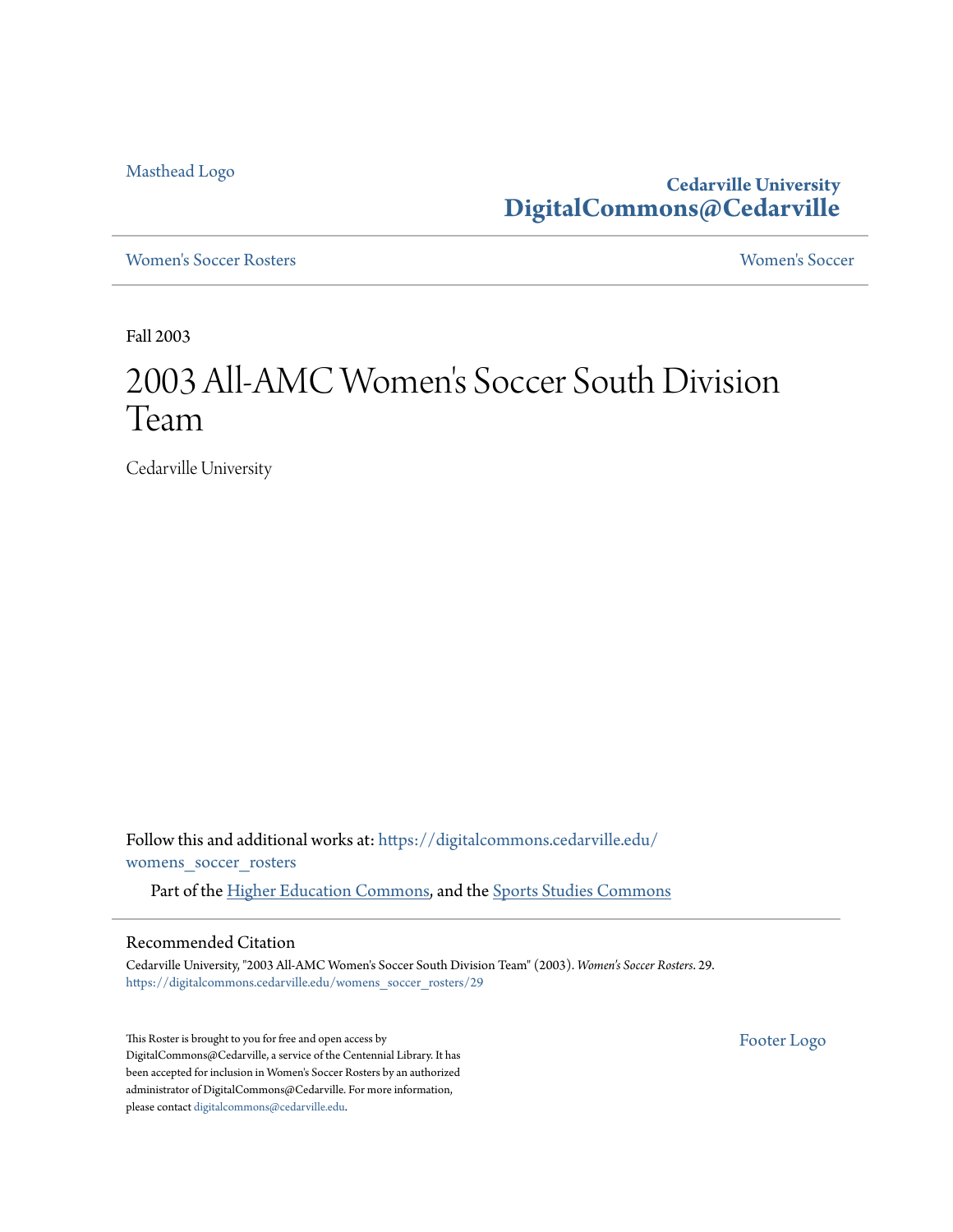Masthead Logo

**Cedarville University**
**DigitalCommons@Cedarville**

Women's Soccer Rosters | Women's Soccer

Fall 2003

# 2003 All-AMC Women's Soccer South Division Team

Cedarville University

Follow this and additional works at: https://digitalcommons.cedarville.edu/womens_soccer_rosters

Part of the Higher Education Commons, and the Sports Studies Commons

## Recommended Citation

Cedarville University, "2003 All-AMC Women's Soccer South Division Team" (2003). *Women's Soccer Rosters*. 29.
https://digitalcommons.cedarville.edu/womens_soccer_rosters/29

This Roster is brought to you for free and open access by DigitalCommons@Cedarville, a service of the Centennial Library. It has been accepted for inclusion in Women's Soccer Rosters by an authorized administrator of DigitalCommons@Cedarville. For more information, please contact digitalcommons@cedarville.edu.

Footer Logo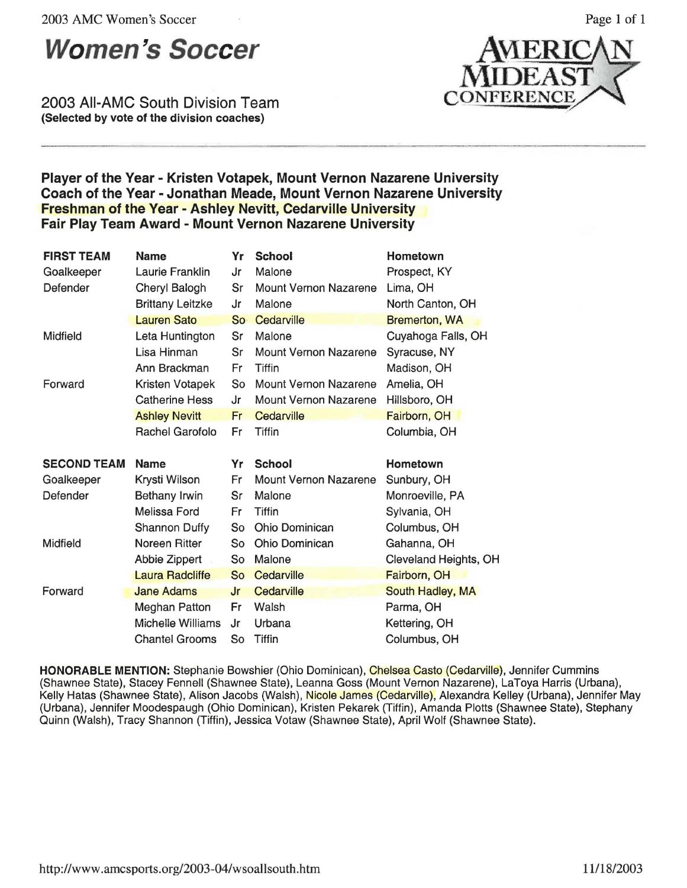# Women's Soccer

2003 All-AMC South Division Team
**(Selected by vote of the division coaches)**

AMERICAN MIDEAST CONFERENCE

---

**Player of the Year - Kristen Votapek, Mount Vernon Nazarene University**
**Coach of the Year - Jonathan Meade, Mount Vernon Nazarene University**
**Freshman of the Year - Ashley Nevitt, Cedarville University**
**Fair Play Team Award - Mount Vernon Nazarene University**

| FIRST TEAM | Name | Yr | School | Hometown |
|---|---|---|---|---|
| Goalkeeper | Laurie Franklin | Jr | Malone | Prospect, KY |
| Defender | Cheryl Balogh | Sr | Mount Vernon Nazarene | Lima, OH |
| | Brittany Leitzke | Jr | Malone | North Canton, OH |
| | Lauren Sato | So | Cedarville | Bremerton, WA |
| Midfield | Leta Huntington | Sr | Malone | Cuyahoga Falls, OH |
| | Lisa Hinman | Sr | Mount Vernon Nazarene | Syracuse, NY |
| | Ann Brackman | Fr | Tiffin | Madison, OH |
| Forward | Kristen Votapek | So | Mount Vernon Nazarene | Amelia, OH |
| | Catherine Hess | Jr | Mount Vernon Nazarene | Hillsboro, OH |
| | Ashley Nevitt | Fr | Cedarville | Fairborn, OH |
| | Rachel Garofolo | Fr | Tiffin | Columbia, OH |

| SECOND TEAM | Name | Yr | School | Hometown |
|---|---|---|---|---|
| Goalkeeper | Krysti Wilson | Fr | Mount Vernon Nazarene | Sunbury, OH |
| Defender | Bethany Irwin | Sr | Malone | Monroeville, PA |
| | Melissa Ford | Fr | Tiffin | Sylvania, OH |
| | Shannon Duffy | So | Ohio Dominican | Columbus, OH |
| Midfield | Noreen Ritter | So | Ohio Dominican | Gahanna, OH |
| | Abbie Zippert | So | Malone | Cleveland Heights, OH |
| | Laura Radcliffe | So | Cedarville | Fairborn, OH |
| Forward | Jane Adams | Jr | Cedarville | South Hadley, MA |
| | Meghan Patton | Fr | Walsh | Parma, OH |
| | Michelle Williams | Jr | Urbana | Kettering, OH |
| | Chantel Grooms | So | Tiffin | Columbus, OH |

**HONORABLE MENTION:** Stephanie Bowshier (Ohio Dominican), Chelsea Casto (Cedarville), Jennifer Cummins (Shawnee State), Stacey Fennell (Shawnee State), Leanna Goss (Mount Vernon Nazarene), LaToya Harris (Urbana), Kelly Hatas (Shawnee State), Alison Jacobs (Walsh), Nicole James (Cedarville), Alexandra Kelley (Urbana), Jennifer May (Urbana), Jennifer Moodespaugh (Ohio Dominican), Kristen Pekarek (Tiffin), Amanda Plotts (Shawnee State), Stephany Quinn (Walsh), Tracy Shannon (Tiffin), Jessica Votaw (Shawnee State), April Wolf (Shawnee State).